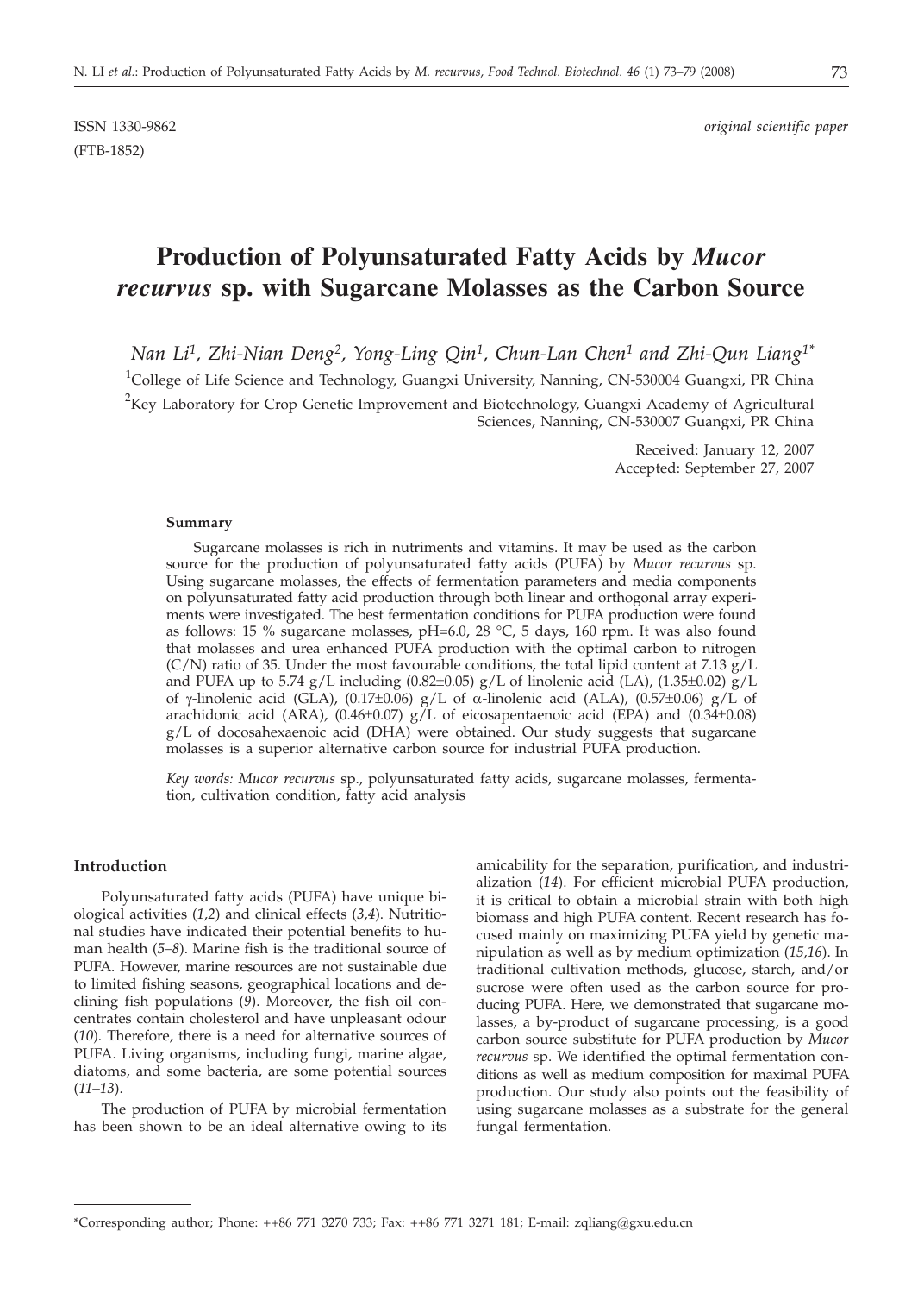ISSN 1330-9862 *original scientific paper*
(FTB-1852)

# Production of Polyunsaturated Fatty Acids by *Mucor recurvus* sp. with Sugarcane Molasses as the Carbon Source

*Nan Li*[1], *Zhi-Nian Deng*[2], *Yong-Ling Qin*[1], *Chun-Lan Chen*[1] *and Zhi-Qun Liang*[1*]

[1]College of Life Science and Technology, Guangxi University, Nanning, CN-530004 Guangxi, PR China

[2]Key Laboratory for Crop Genetic Improvement and Biotechnology, Guangxi Academy of Agricultural Sciences, Nanning, CN-530007 Guangxi, PR China

Received: January 12, 2007
Accepted: September 27, 2007

## Summary

Sugarcane molasses is rich in nutriments and vitamins. It may be used as the carbon source for the production of polyunsaturated fatty acids (PUFA) by *Mucor recurvus* sp. Using sugarcane molasses, the effects of fermentation parameters and media components on polyunsaturated fatty acid production through both linear and orthogonal array experiments were investigated. The best fermentation conditions for PUFA production were found as follows: 15 % sugarcane molasses, pH=6.0, 28 °C, 5 days, 160 rpm. It was also found that molasses and urea enhanced PUFA production with the optimal carbon to nitrogen (C/N) ratio of 35. Under the most favourable conditions, the total lipid content at 7.13 g/L and PUFA up to 5.74 g/L including (0.82±0.05) g/L of linolenic acid (LA), (1.35±0.02) g/L of γ-linolenic acid (GLA), (0.17±0.06) g/L of α-linolenic acid (ALA), (0.57±0.06) g/L of arachidonic acid (ARA), (0.46±0.07) g/L of eicosapentaenoic acid (EPA) and (0.34±0.08) g/L of docosahexaenoic acid (DHA) were obtained. Our study suggests that sugarcane molasses is a superior alternative carbon source for industrial PUFA production.

*Key words: Mucor recurvus* sp., polyunsaturated fatty acids, sugarcane molasses, fermentation, cultivation condition, fatty acid analysis

## Introduction

Polyunsaturated fatty acids (PUFA) have unique biological activities (*1,2*) and clinical effects (*3,4*). Nutritional studies have indicated their potential benefits to human health (*5–8*). Marine fish is the traditional source of PUFA. However, marine resources are not sustainable due to limited fishing seasons, geographical locations and declining fish populations (*9*). Moreover, the fish oil concentrates contain cholesterol and have unpleasant odour (*10*). Therefore, there is a need for alternative sources of PUFA. Living organisms, including fungi, marine algae, diatoms, and some bacteria, are some potential sources (*11–13*).

The production of PUFA by microbial fermentation has been shown to be an ideal alternative owing to its amicability for the separation, purification, and industrialization (*14*). For efficient microbial PUFA production, it is critical to obtain a microbial strain with both high biomass and high PUFA content. Recent research has focused mainly on maximizing PUFA yield by genetic manipulation as well as by medium optimization (*15,16*). In traditional cultivation methods, glucose, starch, and/or sucrose were often used as the carbon source for producing PUFA. Here, we demonstrated that sugarcane molasses, a by-product of sugarcane processing, is a good carbon source substitute for PUFA production by *Mucor recurvus* sp. We identified the optimal fermentation conditions as well as medium composition for maximal PUFA production. Our study also points out the feasibility of using sugarcane molasses as a substrate for the general fungal fermentation.

*Corresponding author; Phone: ++86 771 3270 733; Fax: ++86 771 3271 181; E-mail: zqliang@gxu.edu.cn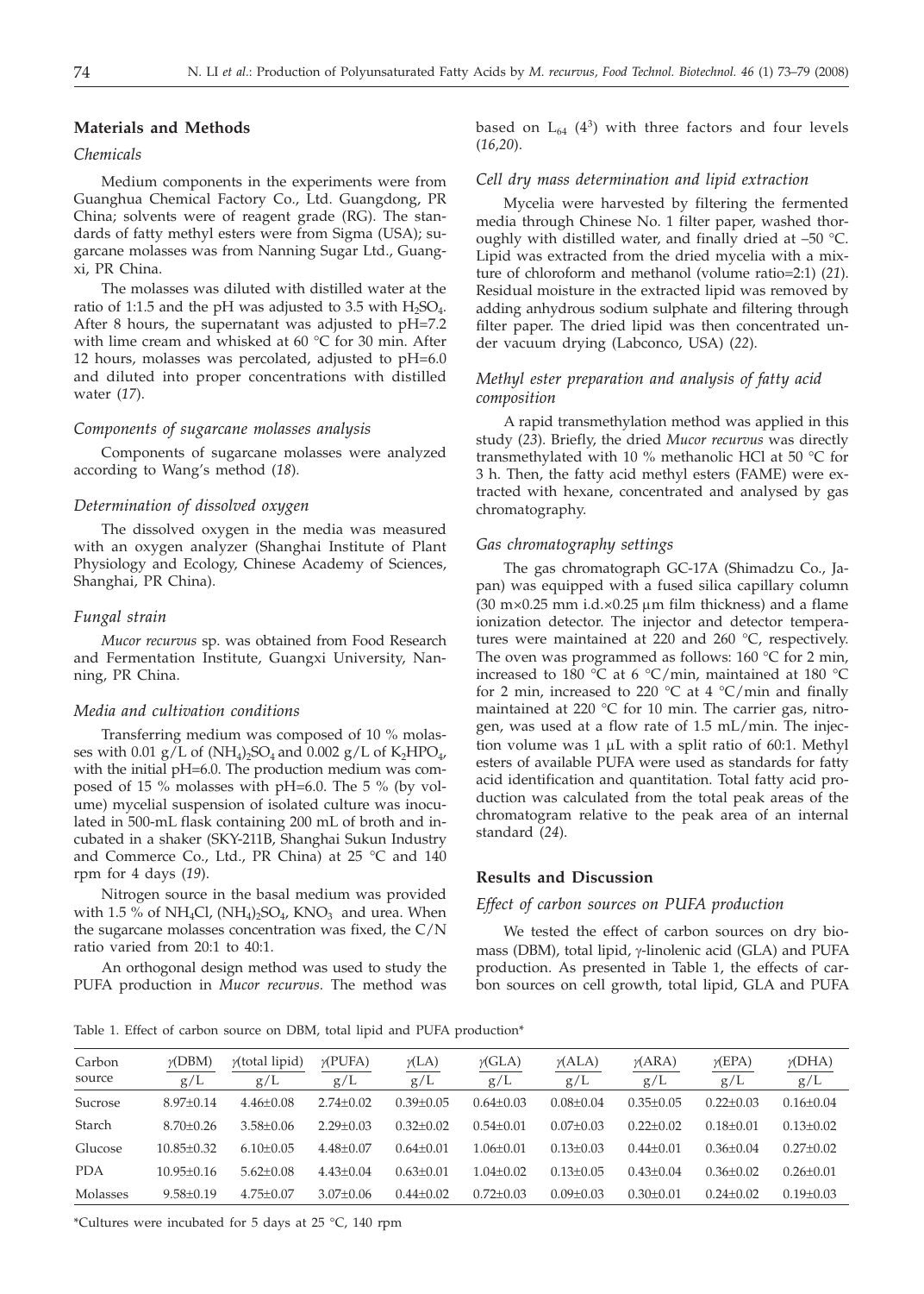## Materials and Methods

### *Chemicals*

Medium components in the experiments were from Guanghua Chemical Factory Co., Ltd. Guangdong, PR China; solvents were of reagent grade (RG). The standards of fatty methyl esters were from Sigma (USA); sugarcane molasses was from Nanning Sugar Ltd., Guangxi, PR China.

The molasses was diluted with distilled water at the ratio of 1:1.5 and the pH was adjusted to 3.5 with $H_2SO_4$. After 8 hours, the supernatant was adjusted to pH=7.2 with lime cream and whisked at 60 °C for 30 min. After 12 hours, molasses was percolated, adjusted to pH=6.0 and diluted into proper concentrations with distilled water (*17*).

### *Components of sugarcane molasses analysis*

Components of sugarcane molasses were analyzed according to Wang's method (*18*).

### *Determination of dissolved oxygen*

The dissolved oxygen in the media was measured with an oxygen analyzer (Shanghai Institute of Plant Physiology and Ecology, Chinese Academy of Sciences, Shanghai, PR China).

### *Fungal strain*

*Mucor recurvus* sp. was obtained from Food Research and Fermentation Institute, Guangxi University, Nanning, PR China.

### *Media and cultivation conditions*

Transferring medium was composed of 10 % molasses with 0.01 g/L of $(NH_4)_2SO_4$ and 0.002 g/L of $K_2HPO_4$, with the initial pH=6.0. The production medium was composed of 15 % molasses with pH=6.0. The 5 % (by volume) mycelial suspension of isolated culture was inoculated in 500-mL flask containing 200 mL of broth and incubated in a shaker (SKY-211B, Shanghai Sukun Industry and Commerce Co., Ltd., PR China) at 25 °C and 140 rpm for 4 days (*19*).

Nitrogen source in the basal medium was provided with 1.5 % of $NH_4Cl$, $(NH_4)_2SO_4$, $KNO_3$ and urea. When the sugarcane molasses concentration was fixed, the C/N ratio varied from 20:1 to 40:1.

An orthogonal design method was used to study the PUFA production in *Mucor recurvus*. The method was based on $L_{64}$ ($4^3$) with three factors and four levels (*16,20*).

### *Cell dry mass determination and lipid extraction*

Mycelia were harvested by filtering the fermented media through Chinese No. 1 filter paper, washed thoroughly with distilled water, and finally dried at –50 °C. Lipid was extracted from the dried mycelia with a mixture of chloroform and methanol (volume ratio=2:1) (*21*). Residual moisture in the extracted lipid was removed by adding anhydrous sodium sulphate and filtering through filter paper. The dried lipid was then concentrated under vacuum drying (Labconco, USA) (*22*).

### *Methyl ester preparation and analysis of fatty acid composition*

A rapid transmethylation method was applied in this study (*23*). Briefly, the dried *Mucor recurvus* was directly transmethylated with 10 % methanolic HCl at 50 °C for 3 h. Then, the fatty acid methyl esters (FAME) were extracted with hexane, concentrated and analysed by gas chromatography.

### *Gas chromatography settings*

The gas chromatograph GC-17A (Shimadzu Co., Japan) was equipped with a fused silica capillary column (30 m×0.25 mm i.d.×0.25 μm film thickness) and a flame ionization detector. The injector and detector temperatures were maintained at 220 and 260 °C, respectively. The oven was programmed as follows: 160 °C for 2 min, increased to 180 °C at 6 °C/min, maintained at 180 °C for 2 min, increased to 220 °C at 4 °C/min and finally maintained at 220 °C for 10 min. The carrier gas, nitrogen, was used at a flow rate of 1.5 mL/min. The injection volume was 1 μL with a split ratio of 60:1. Methyl esters of available PUFA were used as standards for fatty acid identification and quantitation. Total fatty acid production was calculated from the total peak areas of the chromatogram relative to the peak area of an internal standard (*24*).

## Results and Discussion

### *Effect of carbon sources on PUFA production*

We tested the effect of carbon sources on dry biomass (DBM), total lipid, γ-linolenic acid (GLA) and PUFA production. As presented in Table 1, the effects of carbon sources on cell growth, total lipid, GLA and PUFA

Table 1. Effect of carbon source on DBM, total lipid and PUFA production*

| Carbon source | γ(DBM) g/L | γ(total lipid) g/L | γ(PUFA) g/L | γ(LA) g/L | γ(GLA) g/L | γ(ALA) g/L | γ(ARA) g/L | γ(EPA) g/L | γ(DHA) g/L |
|---|---|---|---|---|---|---|---|---|---|
| Sucrose | 8.97±0.14 | 4.46±0.08 | 2.74±0.02 | 0.39±0.05 | 0.64±0.03 | 0.08±0.04 | 0.35±0.05 | 0.22±0.03 | 0.16±0.04 |
| Starch | 8.70±0.26 | 3.58±0.06 | 2.29±0.03 | 0.32±0.02 | 0.54±0.01 | 0.07±0.03 | 0.22±0.02 | 0.18±0.01 | 0.13±0.02 |
| Glucose | 10.85±0.32 | 6.10±0.05 | 4.48±0.07 | 0.64±0.01 | 1.06±0.01 | 0.13±0.03 | 0.44±0.01 | 0.36±0.04 | 0.27±0.02 |
| PDA | 10.95±0.16 | 5.62±0.08 | 4.43±0.04 | 0.63±0.01 | 1.04±0.02 | 0.13±0.05 | 0.43±0.04 | 0.36±0.02 | 0.26±0.01 |
| Molasses | 9.58±0.19 | 4.75±0.07 | 3.07±0.06 | 0.44±0.02 | 0.72±0.03 | 0.09±0.03 | 0.30±0.01 | 0.24±0.02 | 0.19±0.03 |

*Cultures were incubated for 5 days at 25 °C, 140 rpm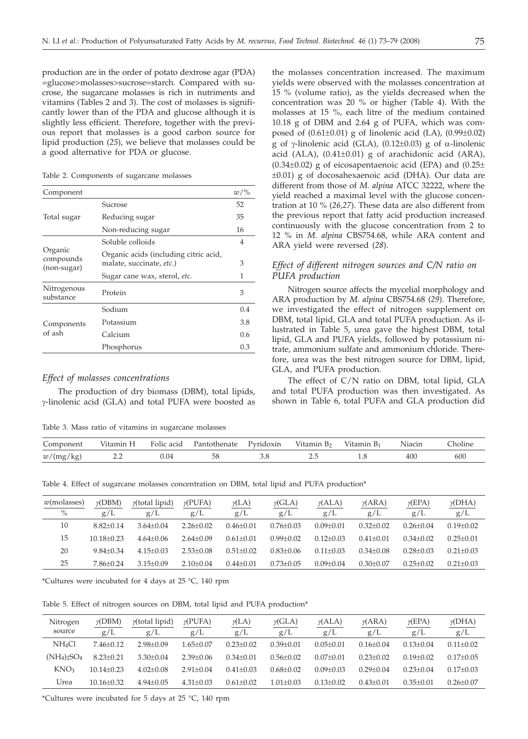production are in the order of potato dextrose agar (PDA) =glucose>molasses>sucrose=starch. Compared with sucrose, the sugarcane molasses is rich in nutriments and vitamins (Tables 2 and 3). The cost of molasses is significantly lower than of the PDA and glucose although it is slightly less efficient. Therefore, together with the previous report that molasses is a good carbon source for lipid production (*25*), we believe that molasses could be a good alternative for PDA or glucose.

Table 2. Components of sugarcane molasses

| Component | | $w$/% |
|---|---|---|
| Total sugar | Sucrose | 52 |
| | Reducing sugar | 35 |
| | Non-reducing sugar | 16 |
| Organic compounds (non-sugar) | Soluble colloids | 4 |
| | Organic acids (including citric acid, malate, succinate, *etc.*) | 3 |
| | Sugar cane wax, sterol, *etc.* | 1 |
| Nitrogenous substance | Protein | 3 |
| Components of ash | Sodium | 0.4 |
| | Potassium | 3.8 |
| | Calcium | 0.6 |
| | Phosphorus | 0.3 |

### *Effect of molasses concentrations*

The production of dry biomass (DBM), total lipids, γ-linolenic acid (GLA) and total PUFA were boosted as the molasses concentration increased. The maximum yields were observed with the molasses concentration at 15 % (volume ratio), as the yields decreased when the concentration was 20 % or higher (Table 4). With the molasses at 15 %, each litre of the medium contained 10.18 g of DBM and 2.64 g of PUFA, which was composed of (0.61±0.01) g of linolenic acid (LA), (0.99±0.02) g of γ-linolenic acid (GLA), (0.12±0.03) g of α-linolenic acid (ALA), (0.41±0.01) g of arachidonic acid (ARA), (0.34±0.02) g of eicosapentaenoic acid (EPA) and (0.25± ±0.01) g of docosahexaenoic acid (DHA). Our data are different from those of *M. alpina* ATCC 32222, where the yield reached a maximal level with the glucose concentration at 10 % (*26,27*). These data are also different from the previous report that fatty acid production increased continuously with the glucose concentration from 2 to 12 % in *M. alpina* CBS754.68, while ARA content and ARA yield were reversed (*28*).

### *Effect of different nitrogen sources and C/N ratio on PUFA production*

Nitrogen source affects the mycelial morphology and ARA production by *M. alpina* CBS754.68 (*29*). Therefore, we investigated the effect of nitrogen supplement on DBM, total lipid, GLA and total PUFA production. As illustrated in Table 5, urea gave the highest DBM, total lipid, GLA and PUFA yields, followed by potassium nitrate, ammonium sulfate and ammonium chloride. Therefore, urea was the best nitrogen source for DBM, lipid, GLA, and PUFA production.

The effect of C/N ratio on DBM, total lipid, GLA and total PUFA production was then investigated. As shown in Table 6, total PUFA and GLA production did

Table 3. Mass ratio of vitamins in sugarcane molasses

| Component | Vitamin H | Folic acid | Pantothenate | Pyridoxin | Vitamin $B_2$ | Vitamin $B_1$ | Niacin | Choline |
|---|---|---|---|---|---|---|---|---|
| $w$/(mg/kg) | 2.2 | 0.04 | 58 | 3.8 | 2.5 | 1.8 | 400 | 600 |

Table 4. Effect of sugarcane molasses concentration on DBM, total lipid and PUFA production*

| $w$(molasses) / % | $\gamma$(DBM) / g/L | $\gamma$(total lipid) / g/L | $\gamma$(PUFA) / g/L | $\gamma$(LA) / g/L | $\gamma$(GLA) / g/L | $\gamma$(ALA) / g/L | $\gamma$(ARA) / g/L | $\gamma$(EPA) / g/L | $\gamma$(DHA) / g/L |
|---|---|---|---|---|---|---|---|---|---|
| 10 | 8.82±0.14 | 3.64±0.04 | 2.26±0.02 | 0.46±0.01 | 0.76±0.03 | 0.09±0.01 | 0.32±0.02 | 0.26±0.04 | 0.19±0.02 |
| 15 | 10.18±0.23 | 4.64±0.06 | 2.64±0.09 | 0.61±0.01 | 0.99±0.02 | 0.12±0.03 | 0.41±0.01 | 0.34±0.02 | 0.25±0.01 |
| 20 | 9.84±0.34 | 4.15±0.03 | 2.53±0.08 | 0.51±0.02 | 0.83±0.06 | 0.11±0.03 | 0.34±0.08 | 0.28±0.03 | 0.21±0.03 |
| 25 | 7.86±0.24 | 3.15±0.09 | 2.10±0.04 | 0.44±0.01 | 0.73±0.05 | 0.09±0.04 | 0.30±0.07 | 0.25±0.02 | 0.21±0.03 |

*Cultures were incubated for 4 days at 25 °C, 140 rpm

Table 5. Effect of nitrogen sources on DBM, total lipid and PUFA production*

| Nitrogen source | $\gamma$(DBM) / g/L | $\gamma$(total lipid) / g/L | $\gamma$(PUFA) / g/L | $\gamma$(LA) / g/L | $\gamma$(GLA) / g/L | $\gamma$(ALA) / g/L | $\gamma$(ARA) / g/L | $\gamma$(EPA) / g/L | $\gamma$(DHA) / g/L |
|---|---|---|---|---|---|---|---|---|---|
| $NH_4Cl$ | 7.46±0.12 | 2.98±0.09 | 1.65±0.07 | 0.23±0.02 | 0.39±0.01 | 0.05±0.01 | 0.16±0.04 | 0.13±0.04 | 0.11±0.02 |
| $(NH_4)_2SO_4$ | 8.23±0.21 | 3.30±0.04 | 2.39±0.06 | 0.34±0.01 | 0.56±0.02 | 0.07±0.01 | 0.23±0.02 | 0.19±0.02 | 0.17±0.05 |
| $KNO_3$ | 10.14±0.23 | 4.02±0.08 | 2.91±0.04 | 0.41±0.03 | 0.68±0.02 | 0.09±0.03 | 0.29±0.04 | 0.23±0.04 | 0.17±0.03 |
| Urea | 10.16±0.32 | 4.94±0.05 | 4.31±0.03 | 0.61±0.02 | 1.01±0.03 | 0.13±0.02 | 0.43±0.01 | 0.35±0.01 | 0.26±0.07 |

*Cultures were incubated for 5 days at 25 °C, 140 rpm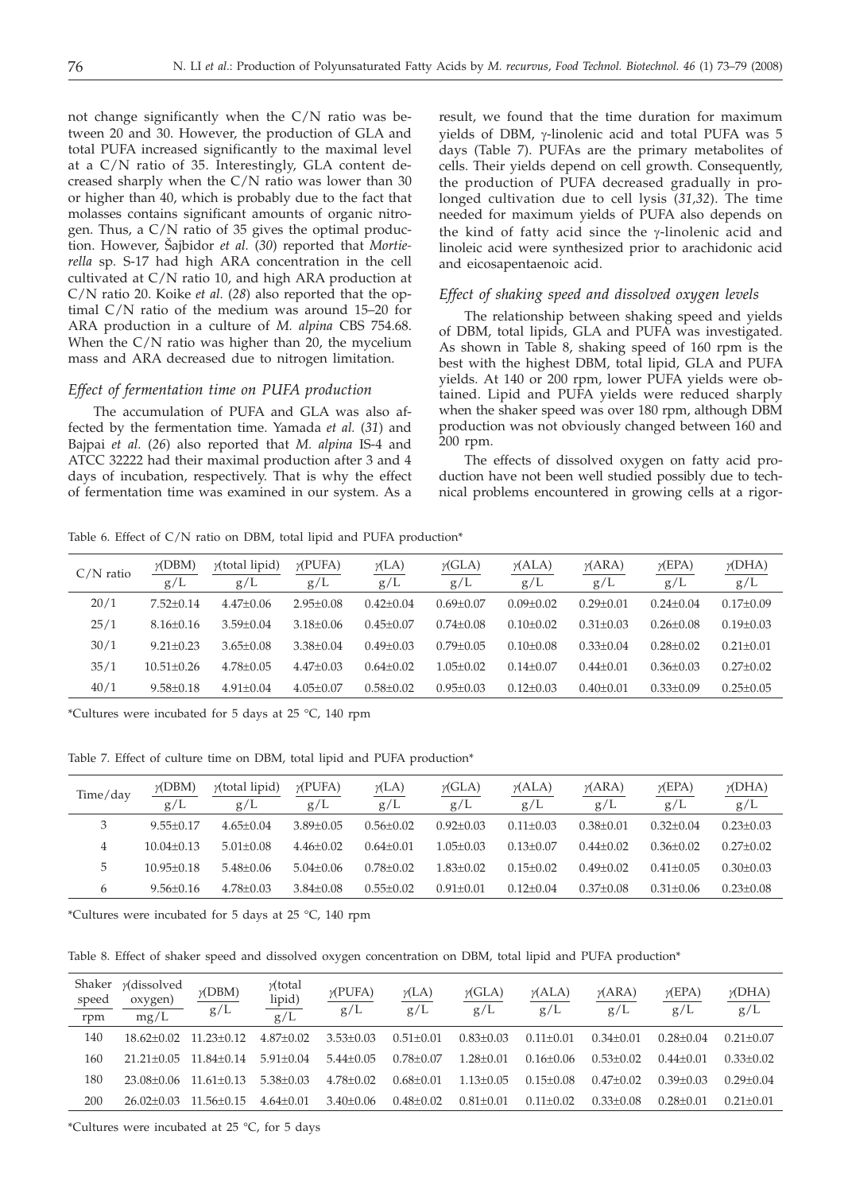not change significantly when the C/N ratio was between 20 and 30. However, the production of GLA and total PUFA increased significantly to the maximal level at a C/N ratio of 35. Interestingly, GLA content decreased sharply when the C/N ratio was lower than 30 or higher than 40, which is probably due to the fact that molasses contains significant amounts of organic nitrogen. Thus, a C/N ratio of 35 gives the optimal production. However, Šajbidor *et al.* (*30*) reported that *Mortierella* sp. S-17 had high ARA concentration in the cell cultivated at C/N ratio 10, and high ARA production at C/N ratio 20. Koike *et al.* (*28*) also reported that the optimal C/N ratio of the medium was around 15–20 for ARA production in a culture of *M. alpina* CBS 754.68. When the C/N ratio was higher than 20, the mycelium mass and ARA decreased due to nitrogen limitation.

### *Effect of fermentation time on PUFA production*

The accumulation of PUFA and GLA was also affected by the fermentation time. Yamada *et al.* (*31*) and Bajpai *et al.* (*26*) also reported that *M. alpina* IS-4 and ATCC 32222 had their maximal production after 3 and 4 days of incubation, respectively. That is why the effect of fermentation time was examined in our system. As a result, we found that the time duration for maximum yields of DBM, γ-linolenic acid and total PUFA was 5 days (Table 7). PUFAs are the primary metabolites of cells. Their yields depend on cell growth. Consequently, the production of PUFA decreased gradually in prolonged cultivation due to cell lysis (*31,32*). The time needed for maximum yields of PUFA also depends on the kind of fatty acid since the γ-linolenic acid and linoleic acid were synthesized prior to arachidonic acid and eicosapentaenoic acid.

### *Effect of shaking speed and dissolved oxygen levels*

The relationship between shaking speed and yields of DBM, total lipids, GLA and PUFA was investigated. As shown in Table 8, shaking speed of 160 rpm is the best with the highest DBM, total lipid, GLA and PUFA yields. At 140 or 200 rpm, lower PUFA yields were obtained. Lipid and PUFA yields were reduced sharply when the shaker speed was over 180 rpm, although DBM production was not obviously changed between 160 and 200 rpm.

The effects of dissolved oxygen on fatty acid production have not been well studied possibly due to technical problems encountered in growing cells at a rigor-

Table 6. Effect of C/N ratio on DBM, total lipid and PUFA production*

| C/N ratio | γ(DBM) g/L | γ(total lipid) g/L | γ(PUFA) g/L | γ(LA) g/L | γ(GLA) g/L | γ(ALA) g/L | γ(ARA) g/L | γ(EPA) g/L | γ(DHA) g/L |
|---|---|---|---|---|---|---|---|---|---|
| 20/1 | 7.52±0.14 | 4.47±0.06 | 2.95±0.08 | 0.42±0.04 | 0.69±0.07 | 0.09±0.02 | 0.29±0.01 | 0.24±0.04 | 0.17±0.09 |
| 25/1 | 8.16±0.16 | 3.59±0.04 | 3.18±0.06 | 0.45±0.07 | 0.74±0.08 | 0.10±0.02 | 0.31±0.03 | 0.26±0.08 | 0.19±0.03 |
| 30/1 | 9.21±0.23 | 3.65±0.08 | 3.38±0.04 | 0.49±0.03 | 0.79±0.05 | 0.10±0.08 | 0.33±0.04 | 0.28±0.02 | 0.21±0.01 |
| 35/1 | 10.51±0.26 | 4.78±0.05 | 4.47±0.03 | 0.64±0.02 | 1.05±0.02 | 0.14±0.07 | 0.44±0.01 | 0.36±0.03 | 0.27±0.02 |
| 40/1 | 9.58±0.18 | 4.91±0.04 | 4.05±0.07 | 0.58±0.02 | 0.95±0.03 | 0.12±0.03 | 0.40±0.01 | 0.33±0.09 | 0.25±0.05 |

*Cultures were incubated for 5 days at 25 °C, 140 rpm

Table 7. Effect of culture time on DBM, total lipid and PUFA production*

| Time/day | γ(DBM) g/L | γ(total lipid) g/L | γ(PUFA) g/L | γ(LA) g/L | γ(GLA) g/L | γ(ALA) g/L | γ(ARA) g/L | γ(EPA) g/L | γ(DHA) g/L |
|---|---|---|---|---|---|---|---|---|---|
| 3 | 9.55±0.17 | 4.65±0.04 | 3.89±0.05 | 0.56±0.02 | 0.92±0.03 | 0.11±0.03 | 0.38±0.01 | 0.32±0.04 | 0.23±0.03 |
| 4 | 10.04±0.13 | 5.01±0.08 | 4.46±0.02 | 0.64±0.01 | 1.05±0.03 | 0.13±0.07 | 0.44±0.02 | 0.36±0.02 | 0.27±0.02 |
| 5 | 10.95±0.18 | 5.48±0.06 | 5.04±0.06 | 0.78±0.02 | 1.83±0.02 | 0.15±0.02 | 0.49±0.02 | 0.41±0.05 | 0.30±0.03 |
| 6 | 9.56±0.16 | 4.78±0.03 | 3.84±0.08 | 0.55±0.02 | 0.91±0.01 | 0.12±0.04 | 0.37±0.08 | 0.31±0.06 | 0.23±0.08 |

*Cultures were incubated for 5 days at 25 °C, 140 rpm

Table 8. Effect of shaker speed and dissolved oxygen concentration on DBM, total lipid and PUFA production*

| Shaker speed rpm | γ(dissolved oxygen) mg/L | γ(DBM) g/L | γ(total lipid) g/L | γ(PUFA) g/L | γ(LA) g/L | γ(GLA) g/L | γ(ALA) g/L | γ(ARA) g/L | γ(EPA) g/L | γ(DHA) g/L |
|---|---|---|---|---|---|---|---|---|---|---|
| 140 | 18.62±0.02 | 11.23±0.12 | 4.87±0.02 | 3.53±0.03 | 0.51±0.01 | 0.83±0.03 | 0.11±0.01 | 0.34±0.01 | 0.28±0.04 | 0.21±0.07 |
| 160 | 21.21±0.05 | 11.84±0.14 | 5.91±0.04 | 5.44±0.05 | 0.78±0.07 | 1.28±0.01 | 0.16±0.06 | 0.53±0.02 | 0.44±0.01 | 0.33±0.02 |
| 180 | 23.08±0.06 | 11.61±0.13 | 5.38±0.03 | 4.78±0.02 | 0.68±0.01 | 1.13±0.05 | 0.15±0.08 | 0.47±0.02 | 0.39±0.03 | 0.29±0.04 |
| 200 | 26.02±0.03 | 11.56±0.15 | 4.64±0.01 | 3.40±0.06 | 0.48±0.02 | 0.81±0.01 | 0.11±0.02 | 0.33±0.08 | 0.28±0.01 | 0.21±0.01 |

*Cultures were incubated at 25 °C, for 5 days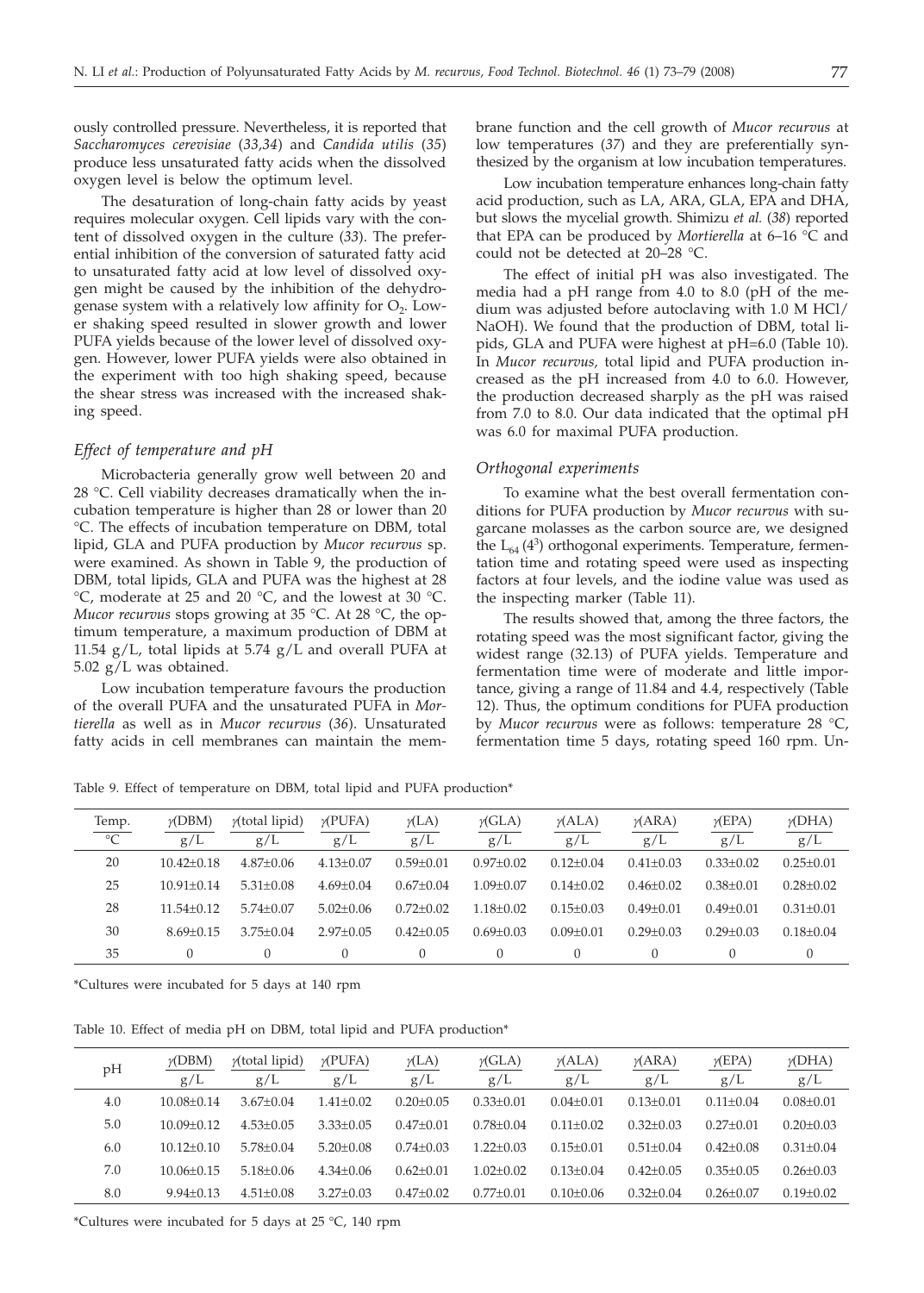ously controlled pressure. Nevertheless, it is reported that *Saccharomyces cerevisiae* (*33,34*) and *Candida utilis* (*35*) produce less unsaturated fatty acids when the dissolved oxygen level is below the optimum level.

The desaturation of long-chain fatty acids by yeast requires molecular oxygen. Cell lipids vary with the content of dissolved oxygen in the culture (*33*). The preferential inhibition of the conversion of saturated fatty acid to unsaturated fatty acid at low level of dissolved oxygen might be caused by the inhibition of the dehydrogenase system with a relatively low affinity for $O_2$. Lower shaking speed resulted in slower growth and lower PUFA yields because of the lower level of dissolved oxygen. However, lower PUFA yields were also obtained in the experiment with too high shaking speed, because the shear stress was increased with the increased shaking speed.

### *Effect of temperature and pH*

Microbacteria generally grow well between 20 and 28 °C. Cell viability decreases dramatically when the incubation temperature is higher than 28 or lower than 20 °C. The effects of incubation temperature on DBM, total lipid, GLA and PUFA production by *Mucor recurvus* sp. were examined. As shown in Table 9, the production of DBM, total lipids, GLA and PUFA was the highest at 28 °C, moderate at 25 and 20 °C, and the lowest at 30 °C. *Mucor recurvus* stops growing at 35 °C. At 28 °C, the optimum temperature, a maximum production of DBM at 11.54 g/L, total lipids at 5.74 g/L and overall PUFA at 5.02 g/L was obtained.

Low incubation temperature favours the production of the overall PUFA and the unsaturated PUFA in *Mortierella* as well as in *Mucor recurvus* (*36*). Unsaturated fatty acids in cell membranes can maintain the membrane function and the cell growth of *Mucor recurvus* at low temperatures (*37*) and they are preferentially synthesized by the organism at low incubation temperatures.

Low incubation temperature enhances long-chain fatty acid production, such as LA, ARA, GLA, EPA and DHA, but slows the mycelial growth. Shimizu *et al.* (*38*) reported that EPA can be produced by *Mortierella* at 6–16 °C and could not be detected at 20–28 °C.

The effect of initial pH was also investigated. The media had a pH range from 4.0 to 8.0 (pH of the medium was adjusted before autoclaving with 1.0 M HCl/NaOH). We found that the production of DBM, total lipids, GLA and PUFA were highest at pH=6.0 (Table 10). In *Mucor recurvus,* total lipid and PUFA production increased as the pH increased from 4.0 to 6.0. However, the production decreased sharply as the pH was raised from 7.0 to 8.0. Our data indicated that the optimal pH was 6.0 for maximal PUFA production.

### *Orthogonal experiments*

To examine what the best overall fermentation conditions for PUFA production by *Mucor recurvus* with sugarcane molasses as the carbon source are, we designed the $L_{64}$ ($4^3$) orthogonal experiments. Temperature, fermentation time and rotating speed were used as inspecting factors at four levels, and the iodine value was used as the inspecting marker (Table 11).

The results showed that, among the three factors, the rotating speed was the most significant factor, giving the widest range (32.13) of PUFA yields. Temperature and fermentation time were of moderate and little importance, giving a range of 11.84 and 4.4, respectively (Table 12). Thus, the optimum conditions for PUFA production by *Mucor recurvus* were as follows: temperature 28 °C, fermentation time 5 days, rotating speed 160 rpm. Un-

Table 9. Effect of temperature on DBM, total lipid and PUFA production*

| Temp. / °C | γ(DBM) / g/L | γ(total lipid) / g/L | γ(PUFA) / g/L | γ(LA) / g/L | γ(GLA) / g/L | γ(ALA) / g/L | γ(ARA) / g/L | γ(EPA) / g/L | γ(DHA) / g/L |
|---|---|---|---|---|---|---|---|---|---|
| 20 | 10.42±0.18 | 4.87±0.06 | 4.13±0.07 | 0.59±0.01 | 0.97±0.02 | 0.12±0.04 | 0.41±0.03 | 0.33±0.02 | 0.25±0.01 |
| 25 | 10.91±0.14 | 5.31±0.08 | 4.69±0.04 | 0.67±0.04 | 1.09±0.07 | 0.14±0.02 | 0.46±0.02 | 0.38±0.01 | 0.28±0.02 |
| 28 | 11.54±0.12 | 5.74±0.07 | 5.02±0.06 | 0.72±0.02 | 1.18±0.02 | 0.15±0.03 | 0.49±0.01 | 0.49±0.01 | 0.31±0.01 |
| 30 | 8.69±0.15 | 3.75±0.04 | 2.97±0.05 | 0.42±0.05 | 0.69±0.03 | 0.09±0.01 | 0.29±0.03 | 0.29±0.03 | 0.18±0.04 |
| 35 | 0 | 0 | 0 | 0 | 0 | 0 | 0 | 0 | 0 |

*Cultures were incubated for 5 days at 140 rpm

Table 10. Effect of media pH on DBM, total lipid and PUFA production*

| pH | γ(DBM) / g/L | γ(total lipid) / g/L | γ(PUFA) / g/L | γ(LA) / g/L | γ(GLA) / g/L | γ(ALA) / g/L | γ(ARA) / g/L | γ(EPA) / g/L | γ(DHA) / g/L |
|---|---|---|---|---|---|---|---|---|---|
| 4.0 | 10.08±0.14 | 3.67±0.04 | 1.41±0.02 | 0.20±0.05 | 0.33±0.01 | 0.04±0.01 | 0.13±0.01 | 0.11±0.04 | 0.08±0.01 |
| 5.0 | 10.09±0.12 | 4.53±0.05 | 3.33±0.05 | 0.47±0.01 | 0.78±0.04 | 0.11±0.02 | 0.32±0.03 | 0.27±0.01 | 0.20±0.03 |
| 6.0 | 10.12±0.10 | 5.78±0.04 | 5.20±0.08 | 0.74±0.03 | 1.22±0.03 | 0.15±0.01 | 0.51±0.04 | 0.42±0.08 | 0.31±0.04 |
| 7.0 | 10.06±0.15 | 5.18±0.06 | 4.34±0.06 | 0.62±0.01 | 1.02±0.02 | 0.13±0.04 | 0.42±0.05 | 0.35±0.05 | 0.26±0.03 |
| 8.0 | 9.94±0.13 | 4.51±0.08 | 3.27±0.03 | 0.47±0.02 | 0.77±0.01 | 0.10±0.06 | 0.32±0.04 | 0.26±0.07 | 0.19±0.02 |

*Cultures were incubated for 5 days at 25 °C, 140 rpm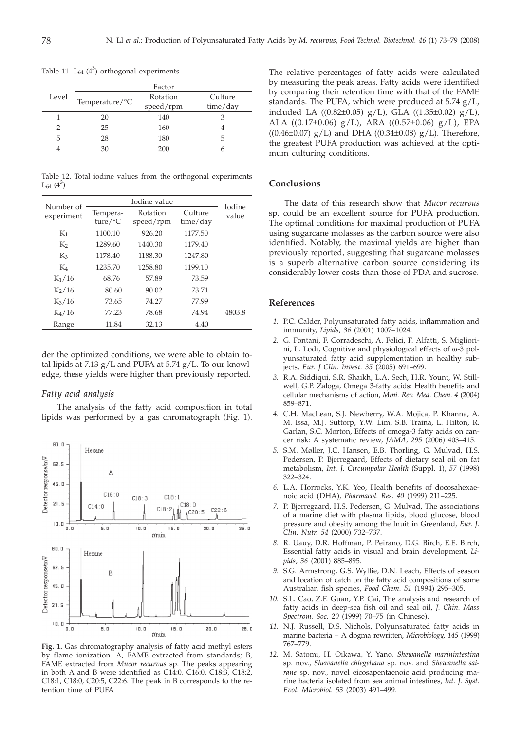Table 11. $L_{64}$ ($4^3$) orthogonal experiments

| Level | Factor | | |
|---|---|---|---|
| | Temperature/°C | Rotation speed/rpm | Culture time/day |
| 1 | 20 | 140 | 3 |
| 2 | 25 | 160 | 4 |
| 5 | 28 | 180 | 5 |
| 4 | 30 | 200 | 6 |

Table 12. Total iodine values from the orthogonal experiments $L_{64}$ ($4^3$)

| Number of experiment | Iodine value | | | Iodine value |
|---|---|---|---|---|
| | Temperature/°C | Rotation speed/rpm | Culture time/day | |
| $K_1$ | 1100.10 | 926.20 | 1177.50 | |
| $K_2$ | 1289.60 | 1440.30 | 1179.40 | |
| $K_3$ | 1178.40 | 1188.30 | 1247.80 | |
| $K_4$ | 1235.70 | 1258.80 | 1199.10 | |
| $K_1/16$ | 68.76 | 57.89 | 73.59 | |
| $K_2/16$ | 80.60 | 90.02 | 73.71 | |
| $K_3/16$ | 73.65 | 74.27 | 77.99 | |
| $K_4/16$ | 77.23 | 78.68 | 74.94 | 4803.8 |
| Range | 11.84 | 32.13 | 4.40 | |

der the optimized conditions, we were able to obtain total lipids at 7.13 g/L and PUFA at 5.74 g/L. To our knowledge, these yields were higher than previously reported.

### *Fatty acid analysis*

The analysis of the fatty acid composition in total lipids was performed by a gas chromatograph (Fig. 1).

**Fig. 1.** Gas chromatography analysis of fatty acid methyl esters by flame ionization. A, FAME extracted from standards; B, FAME extracted from *Mucor recurvus* sp. The peaks appearing in both A and B were identified as C14:0, C16:0, C18:3, C18:2, C18:1, C18:0, C20:5, C22:6. The peak in B corresponds to the retention time of PUFA

The relative percentages of fatty acids were calculated by measuring the peak areas. Fatty acids were identified by comparing their retention time with that of the FAME standards. The PUFA, which were produced at 5.74 g/L, included LA ((0.82±0.05) g/L), GLA ((1.35±0.02) g/L), ALA ((0.17±0.06) g/L), ARA ((0.57±0.06) g/L), EPA ((0.46±0.07) g/L) and DHA ((0.34±0.08) g/L). Therefore, the greatest PUFA production was achieved at the optimum culturing conditions.

## Conclusions

The data of this research show that *Mucor recurvus* sp. could be an excellent source for PUFA production. The optimal conditions for maximal production of PUFA using sugarcane molasses as the carbon source were also identified. Notably, the maximal yields are higher than previously reported, suggesting that sugarcane molasses is a superb alternative carbon source considering its considerably lower costs than those of PDA and sucrose.

## References

*1.* P.C. Calder, Polyunsaturated fatty acids, inflammation and immunity, *Lipids, 36* (2001) 1007–1024.

*2.* G. Fontani, F. Corradeschi, A. Felici, F. Alfatti, S. Migliorini, L. Lodi, Cognitive and physiological effects of ω-3 polyunsaturated fatty acid supplementation in healthy subjects, *Eur. J Clin. Invest. 35* (2005) 691–699.

*3.* R.A. Siddiqui, S.R. Shaikh, L.A. Sech, H.R. Yount, W. Stillwell, G.P. Zaloga, Omega 3-fatty acids: Health benefits and cellular mechanisms of action, *Mini. Rev. Med. Chem. 4* (2004) 859–871.

*4.* C.H. MacLean, S.J. Newberry, W.A. Mojica, P. Khanna, A. M. Issa, M.J. Suttorp, Y.W. Lim, S.B. Traina, L. Hilton, R. Garlan, S.C. Morton, Effects of omega-3 fatty acids on cancer risk: A systematic review, *JAMA, 295* (2006) 403–415.

*5.* S.M. Møller, J.C. Hansen, E.B. Thorling, G. Mulvad, H.S. Pedersen, P. Bjerregaard, Effects of dietary seal oil on fat metabolism, *Int. J. Circumpolar Health* (Suppl. 1), *57* (1998) 322–324.

*6.* L.A. Horrocks, Y.K. Yeo, Health benefits of docosahexaenoic acid (DHA), *Pharmacol. Res. 40* (1999) 211–225.

*7.* P. Bjerregaard, H.S. Pedersen, G. Mulvad, The associations of a marine diet with plasma lipids, blood glucose, blood pressure and obesity among the Inuit in Greenland, *Eur. J. Clin. Nutr. 54* (2000) 732–737.

*8.* R. Uauy, D.R. Hoffman, P. Peirano, D.G. Birch, E.E. Birch, Essential fatty acids in visual and brain development, *Lipids, 36* (2001) 885–895.

*9.* S.G. Armstrong, G.S. Wyllie, D.N. Leach, Effects of season and location of catch on the fatty acid compositions of some Australian fish species, *Food Chem. 51* (1994) 295–305.

*10.* S.L. Cao, Z.F. Guan, Y.P. Cai, The analysis and research of fatty acids in deep-sea fish oil and seal oil, *J. Chin. Mass Spectrom. Soc. 20* (1999) 70–75 (in Chinese).

*11.* N.J. Russell, D.S. Nichols, Polyunsaturated fatty acids in marine bacteria – A dogma rewritten, *Microbiology, 145* (1999) 767–779.

*12.* M. Satomi, H. Oikawa, Y. Yano, *Shewanella marinintestina* sp. nov., *Shewanella chlegeliana* sp. nov. and *Shewanella sairane* sp. nov., novel eicosapentaenoic acid producing marine bacteria isolated from sea animal intestines, *Int. J. Syst. Evol. Microbiol. 53* (2003) 491–499.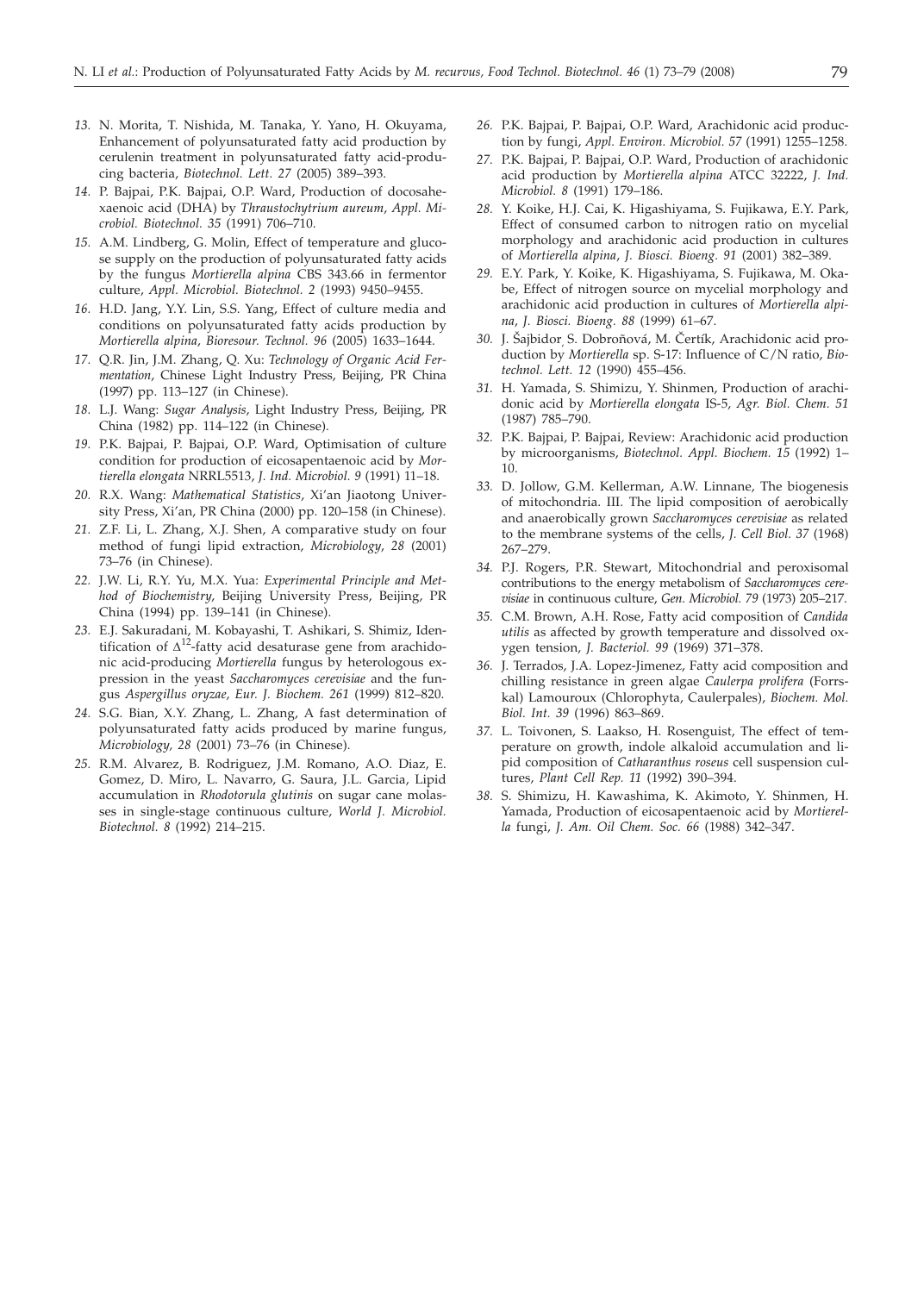*13.* N. Morita, T. Nishida, M. Tanaka, Y. Yano, H. Okuyama, Enhancement of polyunsaturated fatty acid production by cerulenin treatment in polyunsaturated fatty acid-producing bacteria, *Biotechnol. Lett. 27* (2005) 389–393.

*14.* P. Bajpai, P.K. Bajpai, O.P. Ward, Production of docosahexaenoic acid (DHA) by *Thraustochytrium aureum*, *Appl. Microbiol. Biotechnol. 35* (1991) 706–710.

*15.* A.M. Lindberg, G. Molin, Effect of temperature and glucose supply on the production of polyunsaturated fatty acids by the fungus *Mortierella alpina* CBS 343.66 in fermentor culture, *Appl. Microbiol. Biotechnol. 2* (1993) 9450–9455.

*16.* H.D. Jang, Y.Y. Lin, S.S. Yang, Effect of culture media and conditions on polyunsaturated fatty acids production by *Mortierella alpina*, *Bioresour. Technol. 96* (2005) 1633–1644.

*17.* Q.R. Jin, J.M. Zhang, Q. Xu: *Technology of Organic Acid Fermentation*, Chinese Light Industry Press, Beijing, PR China (1997) pp. 113–127 (in Chinese).

*18.* L.J. Wang: *Sugar Analysis*, Light Industry Press, Beijing, PR China (1982) pp. 114–122 (in Chinese).

*19.* P.K. Bajpai, P. Bajpai, O.P. Ward, Optimisation of culture condition for production of eicosapentaenoic acid by *Mortierella elongata* NRRL5513, *J. Ind. Microbiol. 9* (1991) 11–18.

*20.* R.X. Wang: *Mathematical Statistics*, Xi'an Jiaotong University Press, Xi'an, PR China (2000) pp. 120–158 (in Chinese).

*21.* Z.F. Li, L. Zhang, X.J. Shen, A comparative study on four method of fungi lipid extraction, *Microbiology, 28* (2001) 73–76 (in Chinese).

*22.* J.W. Li, R.Y. Yu, M.X. Yua: *Experimental Principle and Method of Biochemistry*, Beijing University Press, Beijing, PR China (1994) pp. 139–141 (in Chinese).

*23.* E.J. Sakuradani, M. Kobayashi, T. Ashikari, S. Shimiz, Identification of $\Delta^{12}$-fatty acid desaturase gene from arachidonic acid-producing *Mortierella* fungus by heterologous expression in the yeast *Saccharomyces cerevisiae* and the fungus *Aspergillus oryzae*, *Eur. J. Biochem. 261* (1999) 812–820.

*24.* S.G. Bian, X.Y. Zhang, L. Zhang, A fast determination of polyunsaturated fatty acids produced by marine fungus, *Microbiology, 28* (2001) 73–76 (in Chinese).

*25.* R.M. Alvarez, B. Rodriguez, J.M. Romano, A.O. Diaz, E. Gomez, D. Miro, L. Navarro, G. Saura, J.L. Garcia, Lipid accumulation in *Rhodotorula glutinis* on sugar cane molasses in single-stage continuous culture, *World J. Microbiol. Biotechnol. 8* (1992) 214–215.

*26.* P.K. Bajpai, P. Bajpai, O.P. Ward, Arachidonic acid production by fungi, *Appl. Environ. Microbiol. 57* (1991) 1255–1258.

*27.* P.K. Bajpai, P. Bajpai, O.P. Ward, Production of arachidonic acid production by *Mortierella alpina* ATCC 32222, *J. Ind. Microbiol. 8* (1991) 179–186.

*28.* Y. Koike, H.J. Cai, K. Higashiyama, S. Fujikawa, E.Y. Park, Effect of consumed carbon to nitrogen ratio on mycelial morphology and arachidonic acid production in cultures of *Mortierella alpina*, *J. Biosci. Bioeng. 91* (2001) 382–389.

*29.* E.Y. Park, Y. Koike, K. Higashiyama, S. Fujikawa, M. Okabe, Effect of nitrogen source on mycelial morphology and arachidonic acid production in cultures of *Mortierella alpina*, *J. Biosci. Bioeng. 88* (1999) 61–67.

*30.* J. Šajbidor, S. Dobroňová, M. Čertík, Arachidonic acid production by *Mortierella* sp. S-17: Influence of C/N ratio, *Biotechnol. Lett. 12* (1990) 455–456.

*31.* H. Yamada, S. Shimizu, Y. Shinmen, Production of arachidonic acid by *Mortierella elongata* IS-5, *Agr. Biol. Chem. 51* (1987) 785–790.

*32.* P.K. Bajpai, P. Bajpai, Review: Arachidonic acid production by microorganisms, *Biotechnol. Appl. Biochem. 15* (1992) 1–10.

*33.* D. Jollow, G.M. Kellerman, A.W. Linnane, The biogenesis of mitochondria. III. The lipid composition of aerobically and anaerobically grown *Saccharomyces cerevisiae* as related to the membrane systems of the cells, *J. Cell Biol. 37* (1968) 267–279.

*34.* P.J. Rogers, P.R. Stewart, Mitochondrial and peroxisomal contributions to the energy metabolism of *Saccharomyces cerevisiae* in continuous culture, *Gen. Microbiol. 79* (1973) 205–217.

*35.* C.M. Brown, A.H. Rose, Fatty acid composition of *Candida utilis* as affected by growth temperature and dissolved oxygen tension, *J. Bacteriol. 99* (1969) 371–378.

*36.* J. Terrados, J.A. Lopez-Jimenez, Fatty acid composition and chilling resistance in green algae *Caulerpa prolifera* (Forrskal) Lamouroux (Chlorophyta, Caulerpales), *Biochem. Mol. Biol. Int. 39* (1996) 863–869.

*37.* L. Toivonen, S. Laakso, H. Rosenguist, The effect of temperature on growth, indole alkaloid accumulation and lipid composition of *Catharanthus roseus* cell suspension cultures, *Plant Cell Rep. 11* (1992) 390–394.

*38.* S. Shimizu, H. Kawashima, K. Akimoto, Y. Shinmen, H. Yamada, Production of eicosapentaenoic acid by *Mortierella* fungi, *J. Am. Oil Chem. Soc. 66* (1988) 342–347.